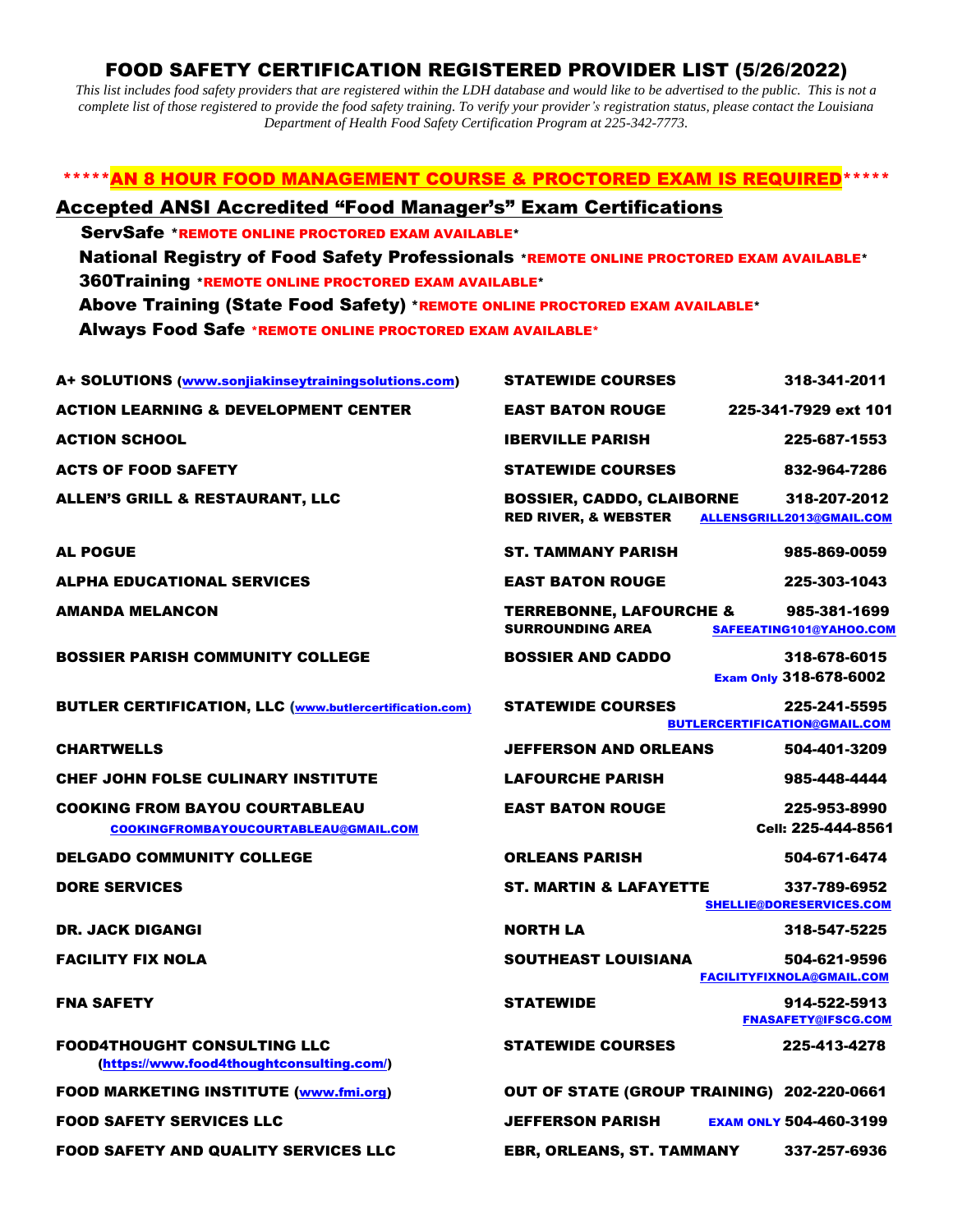# FOOD SAFETY CERTIFICATION REGISTERED PROVIDER LIST (5/26/2022)

*This list includes food safety providers that are registered within the LDH database and would like to be advertised to the public. This is not a complete list of those registered to provide the food safety training. To verify your provider's registration status, please contact the Louisiana Department of Health Food Safety Certification Program at 225-342-7773.*

**\*\*\*\*\*AN 8 HOUR FOOD MANAGEMENT COURSE & PROCTORED EXAM IS REQUIRED\*\*\*\*\***

## Accepted ANSI Accredited "Food Manager's" Exam Certifications

- **ServSafe** \*REMOTE ONLINE PROCTORED EXAM AVAILABLE\*
- **National Registry of Food Safety Professionals** \*REMOTE ONLINE PROCTORED EXAM AVAILABLE\*
- **360Training** \*REMOTE ONLINE PROCTORED EXAM AVAILABLE\*
- **Above Training (State Food Safety)** \*REMOTE ONLINE PROCTORED EXAM AVAILABLE\*
- **Always Food Safe** \*REMOTE ONLINE PROCTORED EXAM AVAILABLE\*

| | | |
|---|---|---|
| A+ SOLUTIONS (www.sonjiakinseytrainingsolutions.com) | STATEWIDE COURSES | 318-341-2011 |
| ACTION LEARNING & DEVELOPMENT CENTER | EAST BATON ROUGE | 225-341-7929 ext 101 |
| ACTION SCHOOL | IBERVILLE PARISH | 225-687-1553 |
| ACTS OF FOOD SAFETY | STATEWIDE COURSES | 832-964-7286 |
| ALLEN'S GRILL & RESTAURANT, LLC | BOSSIER, CADDO, CLAIBORNE RED RIVER, & WEBSTER | 318-207-2012 ALLENSGRILL2013@GMAIL.COM |
| AL POGUE | ST. TAMMANY PARISH | 985-869-0059 |
| ALPHA EDUCATIONAL SERVICES | EAST BATON ROUGE | 225-303-1043 |
| AMANDA MELANCON | TERREBONNE, LAFOURCHE & SURROUNDING AREA | 985-381-1699 SAFEEATING101@YAHOO.COM |
| BOSSIER PARISH COMMUNITY COLLEGE | BOSSIER AND CADDO | 318-678-6015 Exam Only 318-678-6002 |
| BUTLER CERTIFICATION, LLC (www.butlercertification.com) | STATEWIDE COURSES | 225-241-5595 BUTLERCERTIFICATION@GMAIL.COM |
| CHARTWELLS | JEFFERSON AND ORLEANS | 504-401-3209 |
| CHEF JOHN FOLSE CULINARY INSTITUTE | LAFOURCHE PARISH | 985-448-4444 |
| COOKING FROM BAYOU COURTABLEAU COOKINGFROMBAYOUCOURTABLEAU@GMAIL.COM | EAST BATON ROUGE | 225-953-8990 Cell: 225-444-8561 |
| DELGADO COMMUNITY COLLEGE | ORLEANS PARISH | 504-671-6474 |
| DORE SERVICES | ST. MARTIN & LAFAYETTE | 337-789-6952 SHELLIE@DORESERVICES.COM |
| DR. JACK DIGANGI | NORTH LA | 318-547-5225 |
| FACILITY FIX NOLA | SOUTHEAST LOUISIANA | 504-621-9596 FACILITYFIXNOLA@GMAIL.COM |
| FNA SAFETY | STATEWIDE | 914-522-5913 FNASAFETY@IFSCG.COM |
| FOOD4THOUGHT CONSULTING LLC (https://www.food4thoughtconsulting.com/) | STATEWIDE COURSES | 225-413-4278 |
| FOOD MARKETING INSTITUTE (www.fmi.org) | OUT OF STATE (GROUP TRAINING) | 202-220-0661 |
| FOOD SAFETY SERVICES LLC | JEFFERSON PARISH | EXAM ONLY 504-460-3199 |
| FOOD SAFETY AND QUALITY SERVICES LLC | EBR, ORLEANS, ST. TAMMANY | 337-257-6936 |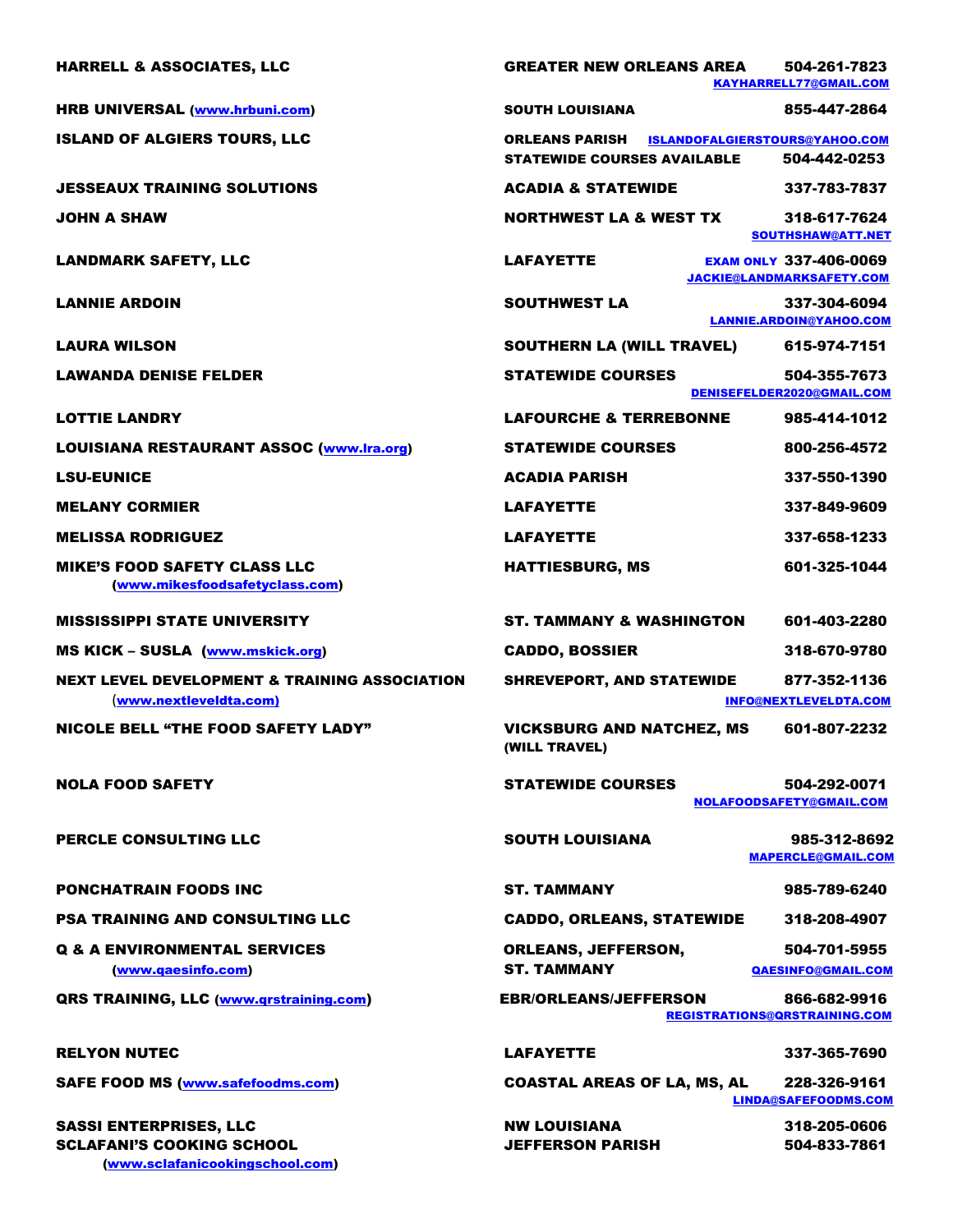| | | |
|---|---|---|
| **HARRELL & ASSOCIATES, LLC** | **GREATER NEW ORLEANS AREA** | **504-261-7823** KAYHARRELL77@GMAIL.COM |
| **HRB UNIVERSAL** (www.hrbuni.com) | **SOUTH LOUISIANA** | **855-447-2864** |
| **ISLAND OF ALGIERS TOURS, LLC** | **ORLEANS PARISH** ISLANDOFALGIERSTOURS@YAHOO.COM **STATEWIDE COURSES AVAILABLE** | **504-442-0253** |
| **JESSEAUX TRAINING SOLUTIONS** | **ACADIA & STATEWIDE** | **337-783-7837** |
| **JOHN A SHAW** | **NORTHWEST LA & WEST TX** | **318-617-7624** SOUTHSHAW@ATT.NET |
| **LANDMARK SAFETY, LLC** | **LAFAYETTE** | EXAM ONLY **337-406-0069** JACKIE@LANDMARKSAFETY.COM |
| **LANNIE ARDOIN** | **SOUTHWEST LA** | **337-304-6094** LANNIE.ARDOIN@YAHOO.COM |
| **LAURA WILSON** | **SOUTHERN LA (WILL TRAVEL)** | **615-974-7151** |
| **LAWANDA DENISE FELDER** | **STATEWIDE COURSES** | **504-355-7673** DENISEFELDER2020@GMAIL.COM |
| **LOTTIE LANDRY** | **LAFOURCHE & TERREBONNE** | **985-414-1012** |
| **LOUISIANA RESTAURANT ASSOC** (www.lra.org) | **STATEWIDE COURSES** | **800-256-4572** |
| **LSU-EUNICE** | **ACADIA PARISH** | **337-550-1390** |
| **MELANY CORMIER** | **LAFAYETTE** | **337-849-9609** |
| **MELISSA RODRIGUEZ** | **LAFAYETTE** | **337-658-1233** |
| **MIKE'S FOOD SAFETY CLASS LLC** (www.mikesfoodsafetyclass.com) | **HATTIESBURG, MS** | **601-325-1044** |
| **MISSISSIPPI STATE UNIVERSITY** | **ST. TAMMANY & WASHINGTON** | **601-403-2280** |
| **MS KICK – SUSLA** (www.mskick.org) | **CADDO, BOSSIER** | **318-670-9780** |
| **NEXT LEVEL DEVELOPMENT & TRAINING ASSOCIATION** (www.nextleveldta.com) | **SHREVEPORT, AND STATEWIDE** | **877-352-1136** INFO@NEXTLEVELDTA.COM |
| **NICOLE BELL "THE FOOD SAFETY LADY"** | **VICKSBURG AND NATCHEZ, MS (WILL TRAVEL)** | **601-807-2232** |
| **NOLA FOOD SAFETY** | **STATEWIDE COURSES** | **504-292-0071** NOLAFOODSAFETY@GMAIL.COM |
| **PERCLE CONSULTING LLC** | **SOUTH LOUISIANA** | **985-312-8692** MAPERCLE@GMAIL.COM |
| **PONCHATRAIN FOODS INC** | **ST. TAMMANY** | **985-789-6240** |
| **PSA TRAINING AND CONSULTING LLC** | **CADDO, ORLEANS, STATEWIDE** | **318-208-4907** |
| **Q & A ENVIRONMENTAL SERVICES** (www.qaesinfo.com) | **ORLEANS, JEFFERSON, ST. TAMMANY** | **504-701-5955** QAESINFO@GMAIL.COM |
| **QRS TRAINING, LLC** (www.qrstraining.com) | **EBR/ORLEANS/JEFFERSON** | **866-682-9916** REGISTRATIONS@QRSTRAINING.COM |
| **RELYON NUTEC** | **LAFAYETTE** | **337-365-7690** |
| **SAFE FOOD MS** (www.safefoodms.com) | **COASTAL AREAS OF LA, MS, AL** | **228-326-9161** LINDA@SAFEFOODMS.COM |
| **SASSI ENTERPRISES, LLC** | **NW LOUISIANA** | **318-205-0606** |
| **SCLAFANI'S COOKING SCHOOL** (www.sclafanicookingschool.com) | **JEFFERSON PARISH** | **504-833-7861** |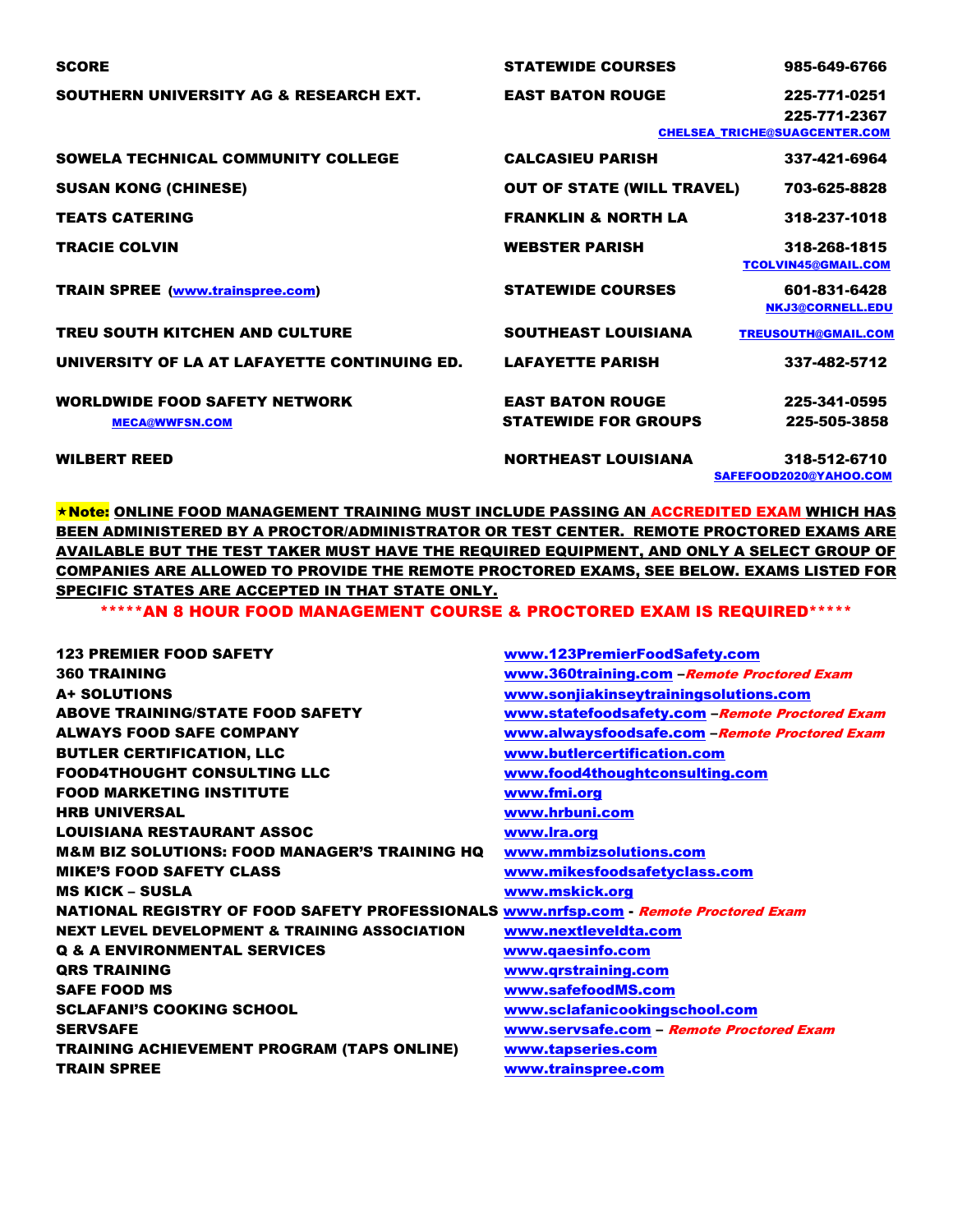| | | |
|---|---|---|
| **SCORE** | **STATEWIDE COURSES** | **985-649-6766** |
| **SOUTHERN UNIVERSITY AG & RESEARCH EXT.** | **EAST BATON ROUGE** | **225-771-0251**<br>**225-771-2367**<br>**CHELSEA_TRICHE@SUAGCENTER.COM** |
| **SOWELA TECHNICAL COMMUNITY COLLEGE** | **CALCASIEU PARISH** | **337-421-6964** |
| **SUSAN KONG (CHINESE)** | **OUT OF STATE (WILL TRAVEL)** | **703-625-8828** |
| **TEATS CATERING** | **FRANKLIN & NORTH LA** | **318-237-1018** |
| **TRACIE COLVIN** | **WEBSTER PARISH** | **318-268-1815**<br>**TCOLVIN45@GMAIL.COM** |
| **TRAIN SPREE (www.trainspree.com)** | **STATEWIDE COURSES** | **601-831-6428**<br>**NKJ3@CORNELL.EDU** |
| **TREU SOUTH KITCHEN AND CULTURE** | **SOUTHEAST LOUISIANA** | **TREUSOUTH@GMAIL.COM** |
| **UNIVERSITY OF LA AT LAFAYETTE CONTINUING ED.** | **LAFAYETTE PARISH** | **337-482-5712** |
| **WORLDWIDE FOOD SAFETY NETWORK**<br>**MECA@WWFSN.COM** | **EAST BATON ROUGE**<br>**STATEWIDE FOR GROUPS** | **225-341-0595**<br>**225-505-3858** |
| **WILBERT REED** | **NORTHEAST LOUISIANA** | **318-512-6710**<br>**SAFEFOOD2020@YAHOO.COM** |

★**Note:** **ONLINE FOOD MANAGEMENT TRAINING MUST INCLUDE PASSING AN ACCREDITED EXAM WHICH HAS BEEN ADMINISTERED BY A PROCTOR/ADMINISTRATOR OR TEST CENTER. REMOTE PROCTORED EXAMS ARE AVAILABLE BUT THE TEST TAKER MUST HAVE THE REQUIRED EQUIPMENT, AND ONLY A SELECT GROUP OF COMPANIES ARE ALLOWED TO PROVIDE THE REMOTE PROCTORED EXAMS, SEE BELOW. EXAMS LISTED FOR SPECIFIC STATES ARE ACCEPTED IN THAT STATE ONLY.**

**\*\*\*\*\*AN 8 HOUR FOOD MANAGEMENT COURSE & PROCTORED EXAM IS REQUIRED\*\*\*\*\***

| | |
|---|---|
| **123 PREMIER FOOD SAFETY** | **www.123PremierFoodSafety.com** |
| **360 TRAINING** | **www.360training.com** –***Remote Proctored Exam*** |
| **A+ SOLUTIONS** | **www.sonjiakinseytrainingsolutions.com** |
| **ABOVE TRAINING/STATE FOOD SAFETY** | **www.statefoodsafety.com** –***Remote Proctored Exam*** |
| **ALWAYS FOOD SAFE COMPANY** | **www.alwaysfoodsafe.com** –***Remote Proctored Exam*** |
| **BUTLER CERTIFICATION, LLC** | **www.butlercertification.com** |
| **FOOD4THOUGHT CONSULTING LLC** | **www.food4thoughtconsulting.com** |
| **FOOD MARKETING INSTITUTE** | **www.fmi.org** |
| **HRB UNIVERSAL** | **www.hrbuni.com** |
| **LOUISIANA RESTAURANT ASSOC** | **www.lra.org** |
| **M&M BIZ SOLUTIONS: FOOD MANAGER'S TRAINING HQ** | **www.mmbizsolutions.com** |
| **MIKE'S FOOD SAFETY CLASS** | **www.mikesfoodsafetyclass.com** |
| **MS KICK – SUSLA** | **www.mskick.org** |
| **NATIONAL REGISTRY OF FOOD SAFETY PROFESSIONALS** | **www.nrfsp.com** - ***Remote Proctored Exam*** |
| **NEXT LEVEL DEVELOPMENT & TRAINING ASSOCIATION** | **www.nextleveldta.com** |
| **Q & A ENVIRONMENTAL SERVICES** | **www.qaesinfo.com** |
| **QRS TRAINING** | **www.qrstraining.com** |
| **SAFE FOOD MS** | **www.safefoodMS.com** |
| **SCLAFANI'S COOKING SCHOOL** | **www.sclafanicookingschool.com** |
| **SERVSAFE** | **www.servsafe.com** – ***Remote Proctored Exam*** |
| **TRAINING ACHIEVEMENT PROGRAM (TAPS ONLINE)** | **www.tapseries.com** |
| **TRAIN SPREE** | **www.trainspree.com** |